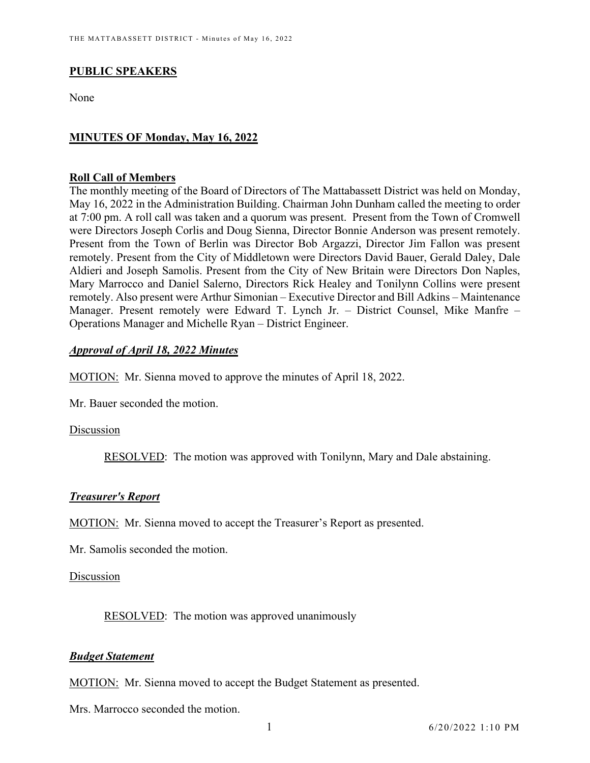## PUBLIC SPEAKERS

None

## MINUTES OF Monday, May 16, 2022

### Roll Call of Members

The monthly meeting of the Board of Directors of The Mattabassett District was held on Monday, May 16, 2022 in the Administration Building. Chairman John Dunham called the meeting to order at 7:00 pm. A roll call was taken and a quorum was present. Present from the Town of Cromwell were Directors Joseph Corlis and Doug Sienna, Director Bonnie Anderson was present remotely. Present from the Town of Berlin was Director Bob Argazzi, Director Jim Fallon was present remotely. Present from the City of Middletown were Directors David Bauer, Gerald Daley, Dale Aldieri and Joseph Samolis. Present from the City of New Britain were Directors Don Naples, Mary Marrocco and Daniel Salerno, Directors Rick Healey and Tonilynn Collins were present remotely. Also present were Arthur Simonian – Executive Director and Bill Adkins – Maintenance Manager. Present remotely were Edward T. Lynch Jr. – District Counsel, Mike Manfre – Operations Manager and Michelle Ryan – District Engineer.

### ***Approval of April 18, 2022 Minutes***

MOTION: Mr. Sienna moved to approve the minutes of April 18, 2022.

Mr. Bauer seconded the motion.

Discussion

> RESOLVED: The motion was approved with Tonilynn, Mary and Dale abstaining.

### ***Treasurer's Report***

MOTION: Mr. Sienna moved to accept the Treasurer's Report as presented.

Mr. Samolis seconded the motion.

Discussion

> RESOLVED: The motion was approved unanimously

### ***Budget Statement***

MOTION: Mr. Sienna moved to accept the Budget Statement as presented.

Mrs. Marrocco seconded the motion.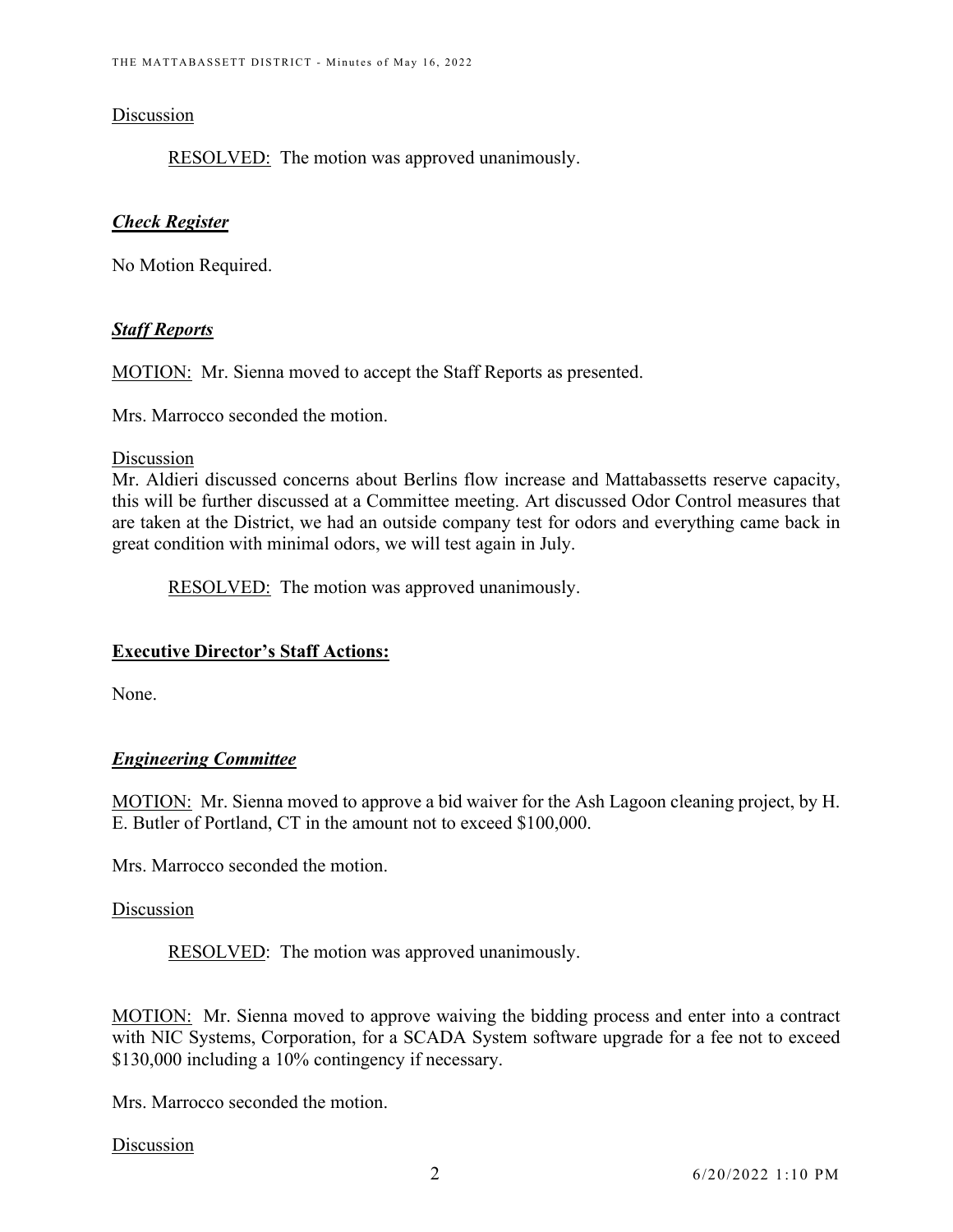Discussion

RESOLVED: The motion was approved unanimously.

***Check Register***

No Motion Required.

***Staff Reports***

MOTION: Mr. Sienna moved to accept the Staff Reports as presented.

Mrs. Marrocco seconded the motion.

Discussion

Mr. Aldieri discussed concerns about Berlins flow increase and Mattabassetts reserve capacity, this will be further discussed at a Committee meeting. Art discussed Odor Control measures that are taken at the District, we had an outside company test for odors and everything came back in great condition with minimal odors, we will test again in July.

RESOLVED: The motion was approved unanimously.

**Executive Director's Staff Actions:**

None.

***Engineering Committee***

MOTION: Mr. Sienna moved to approve a bid waiver for the Ash Lagoon cleaning project, by H. E. Butler of Portland, CT in the amount not to exceed $100,000.

Mrs. Marrocco seconded the motion.

Discussion

RESOLVED: The motion was approved unanimously.

MOTION: Mr. Sienna moved to approve waiving the bidding process and enter into a contract with NIC Systems, Corporation, for a SCADA System software upgrade for a fee not to exceed $130,000 including a 10% contingency if necessary.

Mrs. Marrocco seconded the motion.

Discussion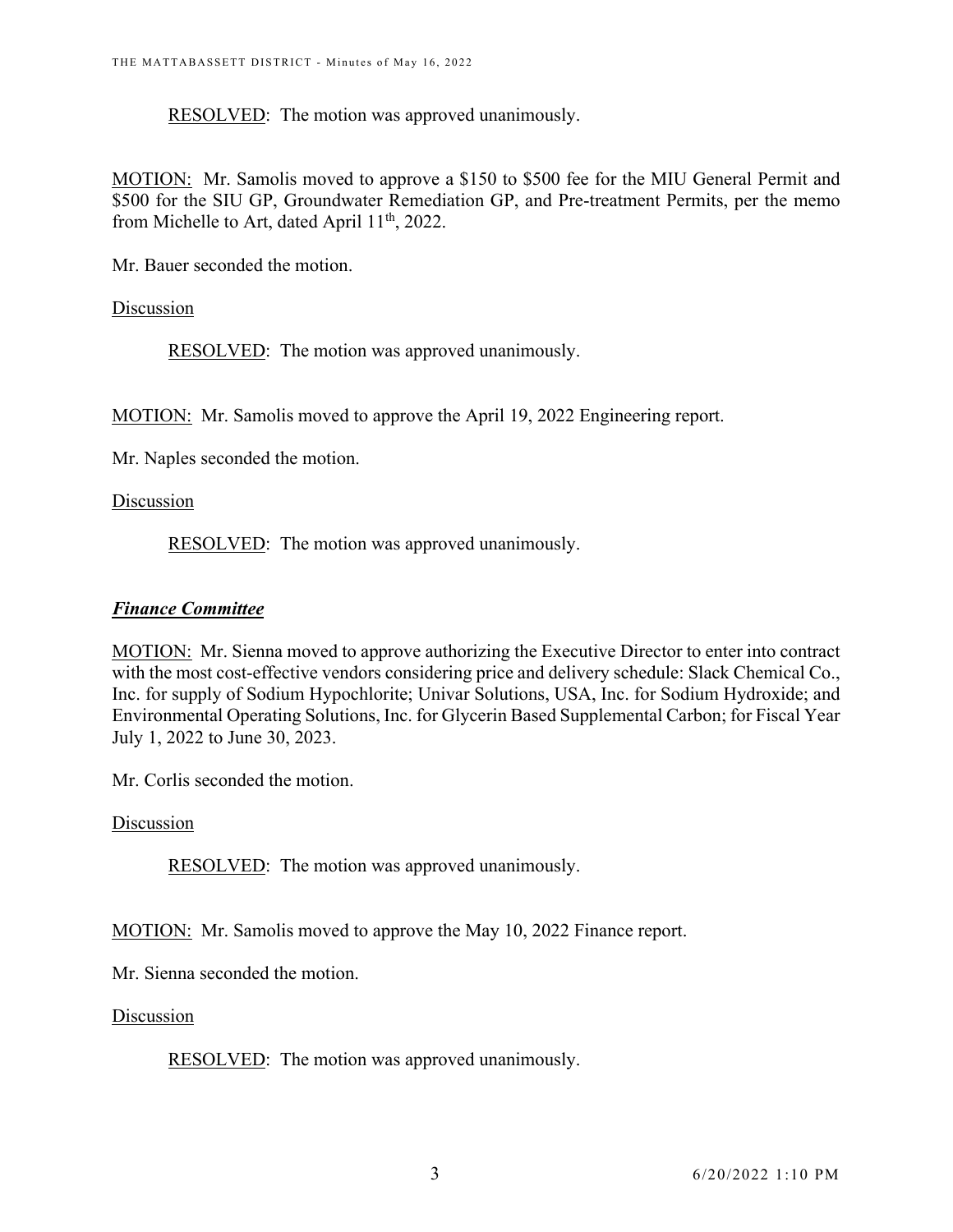RESOLVED: The motion was approved unanimously.

MOTION: Mr. Samolis moved to approve a $150 to $500 fee for the MIU General Permit and $500 for the SIU GP, Groundwater Remediation GP, and Pre-treatment Permits, per the memo from Michelle to Art, dated April 11th, 2022.

Mr. Bauer seconded the motion.

Discussion

RESOLVED: The motion was approved unanimously.

MOTION: Mr. Samolis moved to approve the April 19, 2022 Engineering report.

Mr. Naples seconded the motion.

Discussion

RESOLVED: The motion was approved unanimously.

## ***Finance Committee***

MOTION: Mr. Sienna moved to approve authorizing the Executive Director to enter into contract with the most cost-effective vendors considering price and delivery schedule: Slack Chemical Co., Inc. for supply of Sodium Hypochlorite; Univar Solutions, USA, Inc. for Sodium Hydroxide; and Environmental Operating Solutions, Inc. for Glycerin Based Supplemental Carbon; for Fiscal Year July 1, 2022 to June 30, 2023.

Mr. Corlis seconded the motion.

Discussion

RESOLVED: The motion was approved unanimously.

MOTION: Mr. Samolis moved to approve the May 10, 2022 Finance report.

Mr. Sienna seconded the motion.

Discussion

RESOLVED: The motion was approved unanimously.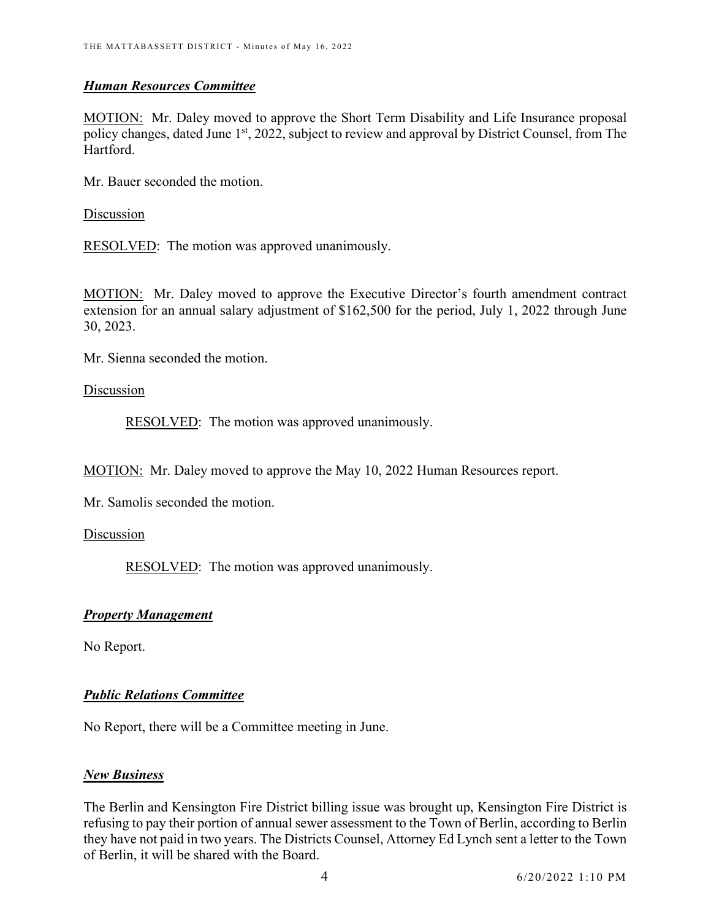***Human Resources Committee***

MOTION: Mr. Daley moved to approve the Short Term Disability and Life Insurance proposal policy changes, dated June 1st, 2022, subject to review and approval by District Counsel, from The Hartford.

Mr. Bauer seconded the motion.

Discussion

RESOLVED: The motion was approved unanimously.

MOTION: Mr. Daley moved to approve the Executive Director's fourth amendment contract extension for an annual salary adjustment of $162,500 for the period, July 1, 2022 through June 30, 2023.

Mr. Sienna seconded the motion.

Discussion

RESOLVED: The motion was approved unanimously.

MOTION: Mr. Daley moved to approve the May 10, 2022 Human Resources report.

Mr. Samolis seconded the motion.

Discussion

RESOLVED: The motion was approved unanimously.

***Property Management***

No Report.

***Public Relations Committee***

No Report, there will be a Committee meeting in June.

***New Business***

The Berlin and Kensington Fire District billing issue was brought up, Kensington Fire District is refusing to pay their portion of annual sewer assessment to the Town of Berlin, according to Berlin they have not paid in two years. The Districts Counsel, Attorney Ed Lynch sent a letter to the Town of Berlin, it will be shared with the Board.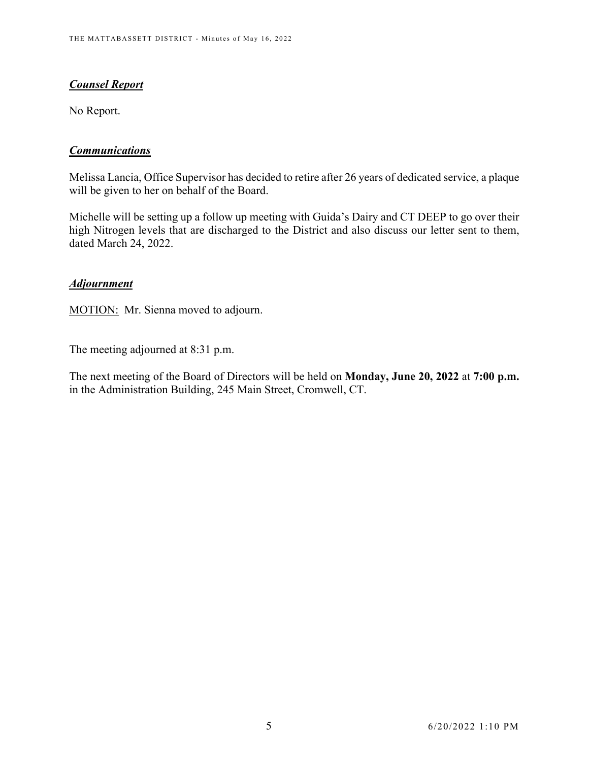***Counsel Report***

No Report.

***Communications***

Melissa Lancia, Office Supervisor has decided to retire after 26 years of dedicated service, a plaque will be given to her on behalf of the Board.

Michelle will be setting up a follow up meeting with Guida's Dairy and CT DEEP to go over their high Nitrogen levels that are discharged to the District and also discuss our letter sent to them, dated March 24, 2022.

***Adjournment***

MOTION: Mr. Sienna moved to adjourn.

The meeting adjourned at 8:31 p.m.

The next meeting of the Board of Directors will be held on **Monday, June 20, 2022** at **7:00 p.m.** in the Administration Building, 245 Main Street, Cromwell, CT.